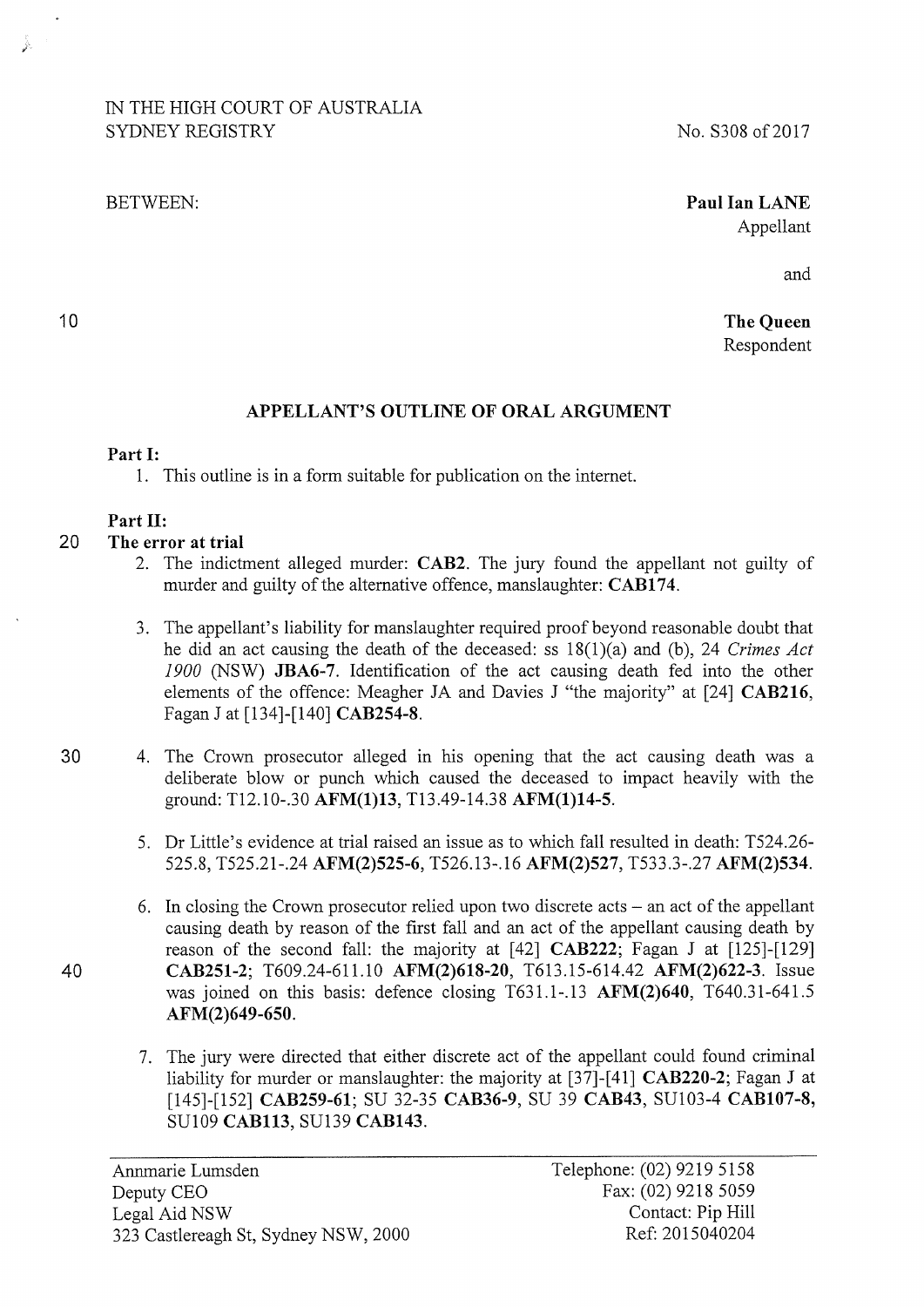IN THE HIGH COURT OF AUSTRALIA
SYDNEY REGISTRY

No. S308 of 2017

BETWEEN:

**Paul Ian LANE**
Appellant

and

**The Queen**
Respondent

## APPELLANT'S OUTLINE OF ORAL ARGUMENT

**Part I:**

1. This outline is in a form suitable for publication on the internet.

**Part II:**

**The error at trial**

2. The indictment alleged murder: **CAB2**. The jury found the appellant not guilty of murder and guilty of the alternative offence, manslaughter: **CAB174**.

3. The appellant's liability for manslaughter required proof beyond reasonable doubt that he did an act causing the death of the deceased: ss 18(1)(a) and (b), 24 *Crimes Act 1900* (NSW) **JBA6-7**. Identification of the act causing death fed into the other elements of the offence: Meagher JA and Davies J "the majority" at [24] **CAB216**, Fagan J at [134]-[140] **CAB254-8**.

4. The Crown prosecutor alleged in his opening that the act causing death was a deliberate blow or punch which caused the deceased to impact heavily with the ground: T12.10-.30 **AFM(1)13**, T13.49-14.38 **AFM(1)14-5**.

5. Dr Little's evidence at trial raised an issue as to which fall resulted in death: T524.26-525.8, T525.21-.24 **AFM(2)525-6**, T526.13-.16 **AFM(2)527**, T533.3-.27 **AFM(2)534**.

6. In closing the Crown prosecutor relied upon two discrete acts – an act of the appellant causing death by reason of the first fall and an act of the appellant causing death by reason of the second fall: the majority at [42] **CAB222**; Fagan J at [125]-[129] **CAB251-2**; T609.24-611.10 **AFM(2)618-20**, T613.15-614.42 **AFM(2)622-3**. Issue was joined on this basis: defence closing T631.1-.13 **AFM(2)640**, T640.31-641.5 **AFM(2)649-650**.

7. The jury were directed that either discrete act of the appellant could found criminal liability for murder or manslaughter: the majority at [37]-[41] **CAB220-2**; Fagan J at [145]-[152] **CAB259-61**; SU 32-35 **CAB36-9**, SU 39 **CAB43**, SU103-4 **CAB107-8**, SU109 **CAB113**, SU139 **CAB143**.

Annmarie Lumsden
Deputy CEO
Legal Aid NSW
323 Castlereagh St, Sydney NSW, 2000

Telephone: (02) 9219 5158
Fax: (02) 9218 5059
Contact: Pip Hill
Ref: 2015040204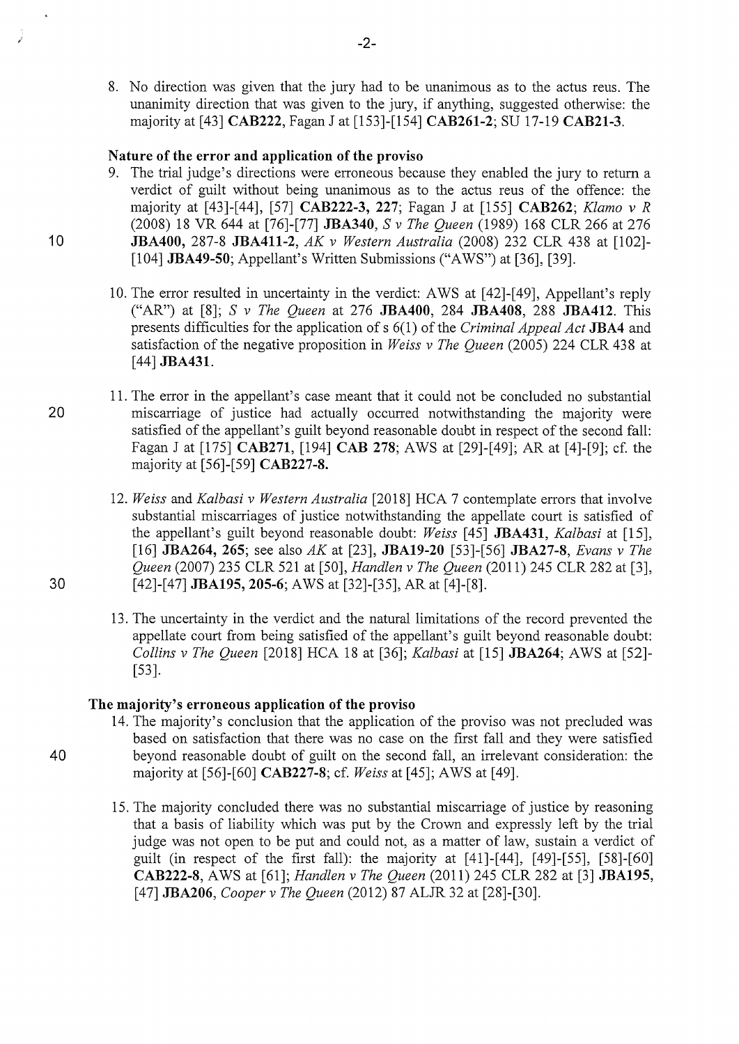8. No direction was given that the jury had to be unanimous as to the actus reus. The unanimity direction that was given to the jury, if anything, suggested otherwise: the majority at [43] **CAB222**, Fagan J at [153]-[154] **CAB261-2**; SU 17-19 **CAB21-3**.

**Nature of the error and application of the proviso**

9. The trial judge's directions were erroneous because they enabled the jury to return a verdict of guilt without being unanimous as to the actus reus of the offence: the majority at [43]-[44], [57] **CAB222-3, 227**; Fagan J at [155] **CAB262**; *Klamo v R* (2008) 18 VR 644 at [76]-[77] **JBA340**, *S v The Queen* (1989) 168 CLR 266 at 276 **JBA400,** 287-8 **JBA411-2**, *AK v Western Australia* (2008) 232 CLR 438 at [102]-[104] **JBA49-50**; Appellant's Written Submissions ("AWS") at [36], [39].

10. The error resulted in uncertainty in the verdict: AWS at [42]-[49], Appellant's reply ("AR") at [8]; *S v The Queen* at 276 **JBA400**, 284 **JBA408**, 288 **JBA412**. This presents difficulties for the application of s 6(1) of the *Criminal Appeal Act* **JBA4** and satisfaction of the negative proposition in *Weiss v The Queen* (2005) 224 CLR 438 at [44] **JBA431**.

11. The error in the appellant's case meant that it could not be concluded no substantial miscarriage of justice had actually occurred notwithstanding the majority were satisfied of the appellant's guilt beyond reasonable doubt in respect of the second fall: Fagan J at [175] **CAB271**, [194] **CAB 278**; AWS at [29]-[49]; AR at [4]-[9]; cf. the majority at [56]-[59] **CAB227-8.**

12. *Weiss* and *Kalbasi v Western Australia* [2018] HCA 7 contemplate errors that involve substantial miscarriages of justice notwithstanding the appellate court is satisfied of the appellant's guilt beyond reasonable doubt: *Weiss* [45] **JBA431**, *Kalbasi* at [15], [16] **JBA264, 265**; see also *AK* at [23], **JBA19-20** [53]-[56] **JBA27-8**, *Evans v The Queen* (2007) 235 CLR 521 at [50], *Handlen v The Queen* (2011) 245 CLR 282 at [3], [42]-[47] **JBA195, 205-6**; AWS at [32]-[35], AR at [4]-[8].

13. The uncertainty in the verdict and the natural limitations of the record prevented the appellate court from being satisfied of the appellant's guilt beyond reasonable doubt: *Collins v The Queen* [2018] HCA 18 at [36]; *Kalbasi* at [15] **JBA264**; AWS at [52]-[53].

**The majority's erroneous application of the proviso**

14. The majority's conclusion that the application of the proviso was not precluded was based on satisfaction that there was no case on the first fall and they were satisfied beyond reasonable doubt of guilt on the second fall, an irrelevant consideration: the majority at [56]-[60] **CAB227-8**; cf. *Weiss* at [45]; AWS at [49].

15. The majority concluded there was no substantial miscarriage of justice by reasoning that a basis of liability which was put by the Crown and expressly left by the trial judge was not open to be put and could not, as a matter of law, sustain a verdict of guilt (in respect of the first fall): the majority at [41]-[44], [49]-[55], [58]-[60] **CAB222-8**, AWS at [61]; *Handlen v The Queen* (2011) 245 CLR 282 at [3] **JBA195**, [47] **JBA206**, *Cooper v The Queen* (2012) 87 ALJR 32 at [28]-[30].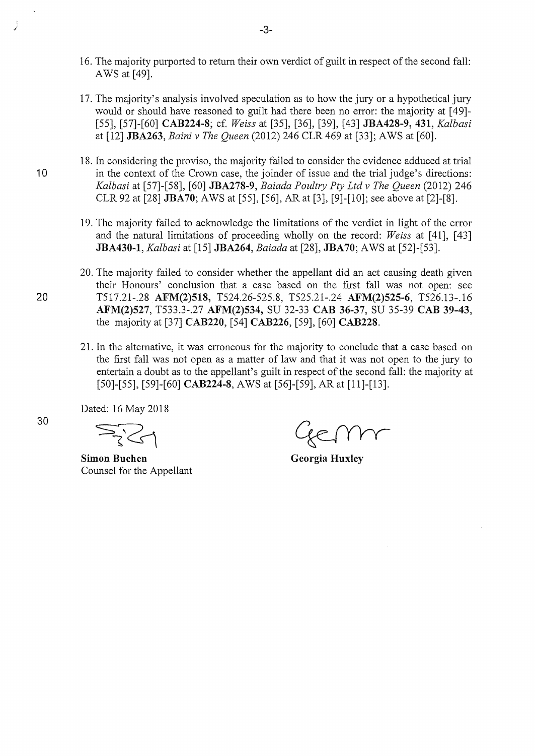16. The majority purported to return their own verdict of guilt in respect of the second fall: AWS at [49].

17. The majority's analysis involved speculation as to how the jury or a hypothetical jury would or should have reasoned to guilt had there been no error: the majority at [49]-[55], [57]-[60] **CAB224-8**; cf. *Weiss* at [35], [36], [39], [43] **JBA428-9, 431**, *Kalbasi* at [12] **JBA263**, *Baini v The Queen* (2012) 246 CLR 469 at [33]; AWS at [60].

18. In considering the proviso, the majority failed to consider the evidence adduced at trial in the context of the Crown case, the joinder of issue and the trial judge's directions: *Kalbasi* at [57]-[58], [60] **JBA278-9**, *Baiada Poultry Pty Ltd v The Queen* (2012) 246 CLR 92 at [28] **JBA70**; AWS at [55], [56], AR at [3], [9]-[10]; see above at [2]-[8].

19. The majority failed to acknowledge the limitations of the verdict in light of the error and the natural limitations of proceeding wholly on the record: *Weiss* at [41], [43] **JBA430-1**, *Kalbasi* at [15] **JBA264**, *Baiada* at [28], **JBA70**; AWS at [52]-[53].

20. The majority failed to consider whether the appellant did an act causing death given their Honours' conclusion that a case based on the first fall was not open: see T517.21-.28 **AFM(2)518,** T524.26-525.8, T525.21-.24 **AFM(2)525-6**, T526.13-.16 **AFM(2)527**, T533.3-.27 **AFM(2)534,** SU 32-33 **CAB 36-37**, SU 35-39 **CAB 39-43**, the majority at [37] **CAB220**, [54] **CAB226**, [59], [60] **CAB228**.

21. In the alternative, it was erroneous for the majority to conclude that a case based on the first fall was not open as a matter of law and that it was not open to the jury to entertain a doubt as to the appellant's guilt in respect of the second fall: the majority at [50]-[55], [59]-[60] **CAB224-8**, AWS at [56]-[59], AR at [11]-[13].

Dated: 16 May 2018

**Simon Buchen**
Counsel for the Appellant

**Georgia Huxley**